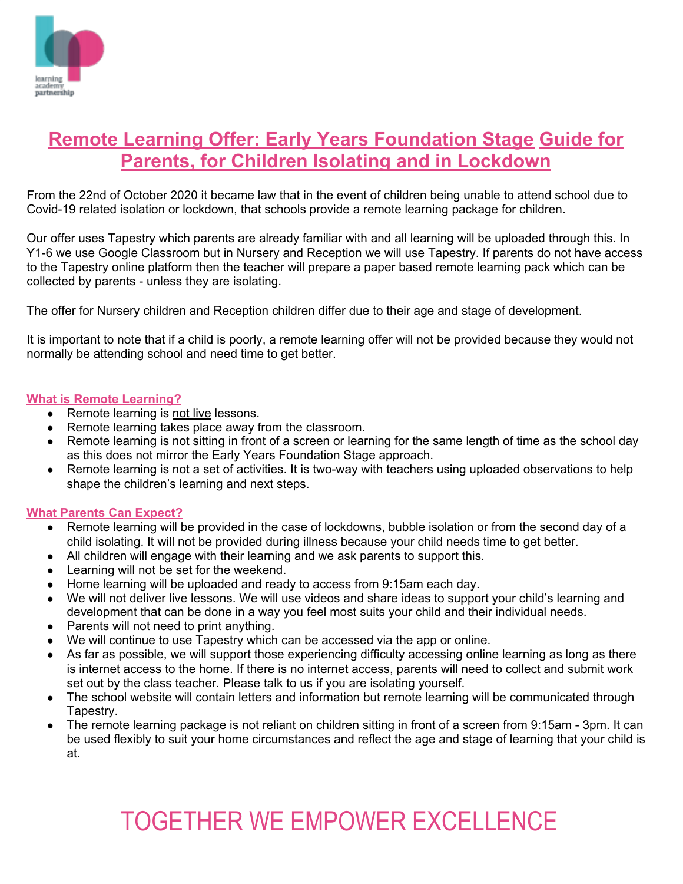# Remote Learning Offer: Early Years Foundation Stage Guide for Parents, for Children Isolating and in Lockdown

From the 22nd of October 2020 it became law that in the event of children being unable to attend school due to Covid-19 related isolation or lockdown, that schools provide a remote learning package for children.

Our offer uses Tapestry which parents are already familiar with and all learning will be uploaded through this. In Y1-6 we use Google Classroom but in Nursery and Reception we will use Tapestry. If parents do not have access to the Tapestry online platform then the teacher will prepare a paper based remote learning pack which can be collected by parents - unless they are isolating.

The offer for Nursery children and Reception children differ due to their age and stage of development.

It is important to note that if a child is poorly, a remote learning offer will not be provided because they would not normally be attending school and need time to get better.

## What is Remote Learning?

- Remote learning is not live lessons.
- Remote learning takes place away from the classroom.
- Remote learning is not sitting in front of a screen or learning for the same length of time as the school day as this does not mirror the Early Years Foundation Stage approach.
- Remote learning is not a set of activities. It is two-way with teachers using uploaded observations to help shape the children's learning and next steps.

## What Parents Can Expect?

- Remote learning will be provided in the case of lockdowns, bubble isolation or from the second day of a child isolating. It will not be provided during illness because your child needs time to get better.
- All children will engage with their learning and we ask parents to support this.
- Learning will not be set for the weekend.
- Home learning will be uploaded and ready to access from 9:15am each day.
- We will not deliver live lessons. We will use videos and share ideas to support your child's learning and development that can be done in a way you feel most suits your child and their individual needs.
- Parents will not need to print anything.
- We will continue to use Tapestry which can be accessed via the app or online.
- As far as possible, we will support those experiencing difficulty accessing online learning as long as there is internet access to the home. If there is no internet access, parents will need to collect and submit work set out by the class teacher. Please talk to us if you are isolating yourself.
- The school website will contain letters and information but remote learning will be communicated through Tapestry.
- The remote learning package is not reliant on children sitting in front of a screen from 9:15am - 3pm. It can be used flexibly to suit your home circumstances and reflect the age and stage of learning that your child is at.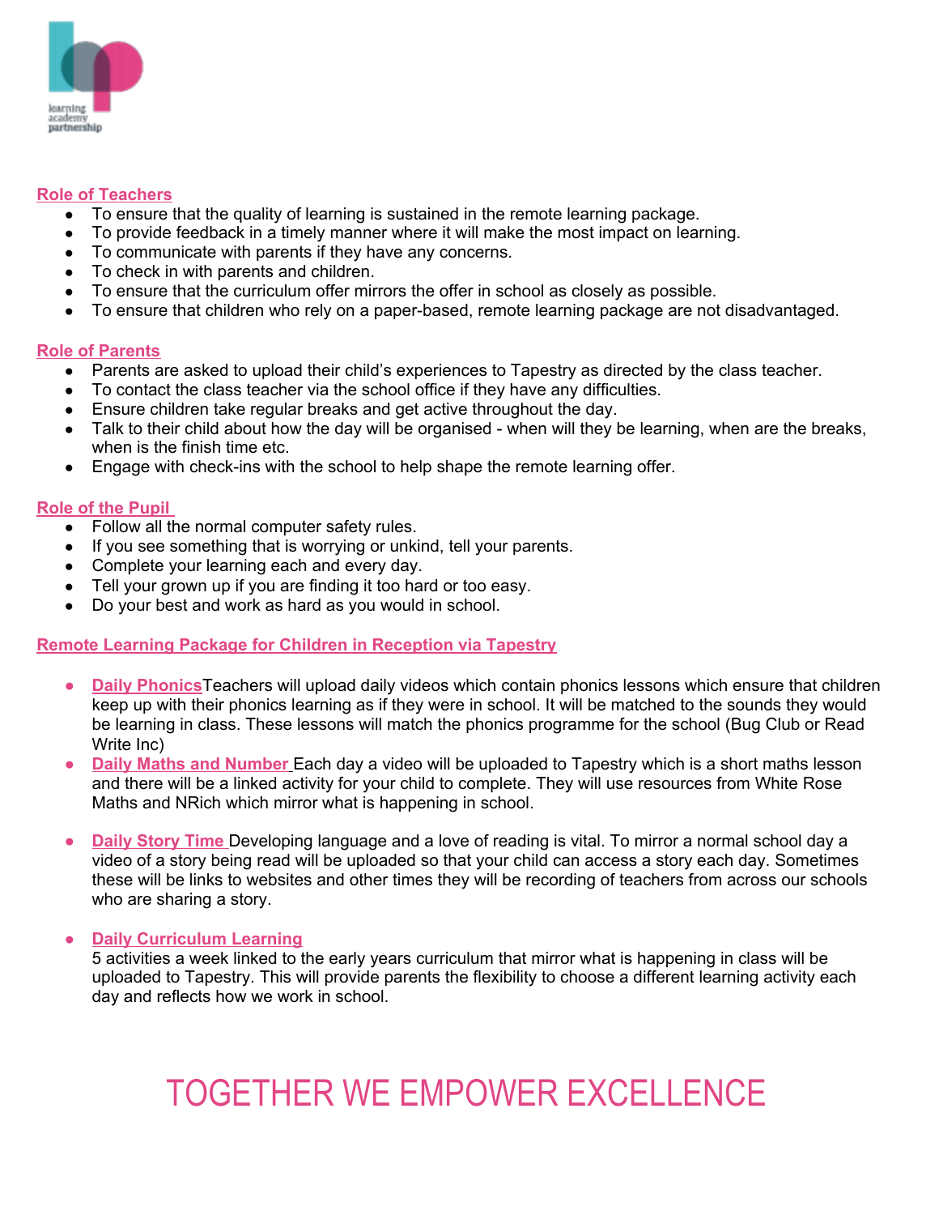## Role of Teachers

- To ensure that the quality of learning is sustained in the remote learning package.
- To provide feedback in a timely manner where it will make the most impact on learning.
- To communicate with parents if they have any concerns.
- To check in with parents and children.
- To ensure that the curriculum offer mirrors the offer in school as closely as possible.
- To ensure that children who rely on a paper-based, remote learning package are not disadvantaged.

## Role of Parents

- Parents are asked to upload their child's experiences to Tapestry as directed by the class teacher.
- To contact the class teacher via the school office if they have any difficulties.
- Ensure children take regular breaks and get active throughout the day.
- Talk to their child about how the day will be organised - when will they be learning, when are the breaks, when is the finish time etc.
- Engage with check-ins with the school to help shape the remote learning offer.

## Role of the Pupil

- Follow all the normal computer safety rules.
- If you see something that is worrying or unkind, tell your parents.
- Complete your learning each and every day.
- Tell your grown up if you are finding it too hard or too easy.
- Do your best and work as hard as you would in school.

## Remote Learning Package for Children in Reception via Tapestry

- **Daily Phonics** Teachers will upload daily videos which contain phonics lessons which ensure that children keep up with their phonics learning as if they were in school. It will be matched to the sounds they would be learning in class. These lessons will match the phonics programme for the school (Bug Club or Read Write Inc)
- **Daily Maths and Number** Each day a video will be uploaded to Tapestry which is a short maths lesson and there will be a linked activity for your child to complete. They will use resources from White Rose Maths and NRich which mirror what is happening in school.

- **Daily Story Time** Developing language and a love of reading is vital. To mirror a normal school day a video of a story being read will be uploaded so that your child can access a story each day. Sometimes these will be links to websites and other times they will be recording of teachers from across our schools who are sharing a story.

- **Daily Curriculum Learning**
  5 activities a week linked to the early years curriculum that mirror what is happening in class will be uploaded to Tapestry. This will provide parents the flexibility to choose a different learning activity each day and reflects how we work in school.

TOGETHER WE EMPOWER EXCELLENCE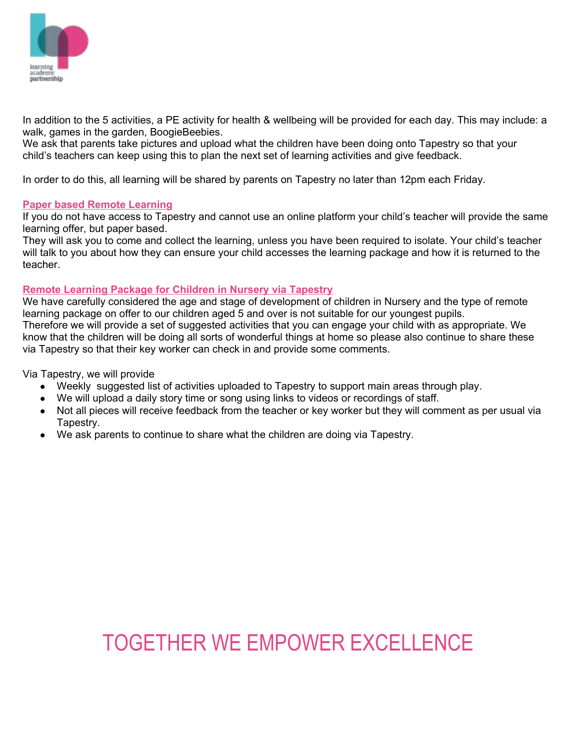In addition to the 5 activities, a PE activity for health & wellbeing will be provided for each day. This may include: a walk, games in the garden, BoogieBeebies.
We ask that parents take pictures and upload what the children have been doing onto Tapestry so that your child's teachers can keep using this to plan the next set of learning activities and give feedback.

In order to do this, all learning will be shared by parents on Tapestry no later than 12pm each Friday.

**Paper based Remote Learning**

If you do not have access to Tapestry and cannot use an online platform your child's teacher will provide the same learning offer, but paper based.
They will ask you to come and collect the learning, unless you have been required to isolate. Your child's teacher will talk to you about how they can ensure your child accesses the learning package and how it is returned to the teacher.

**Remote Learning Package for Children in Nursery via Tapestry**

We have carefully considered the age and stage of development of children in Nursery and the type of remote learning package on offer to our children aged 5 and over is not suitable for our youngest pupils.
Therefore we will provide a set of suggested activities that you can engage your child with as appropriate. We know that the children will be doing all sorts of wonderful things at home so please also continue to share these via Tapestry so that their key worker can check in and provide some comments.

Via Tapestry, we will provide

- Weekly suggested list of activities uploaded to Tapestry to support main areas through play.
- We will upload a daily story time or song using links to videos or recordings of staff.
- Not all pieces will receive feedback from the teacher or key worker but they will comment as per usual via Tapestry.
- We ask parents to continue to share what the children are doing via Tapestry.